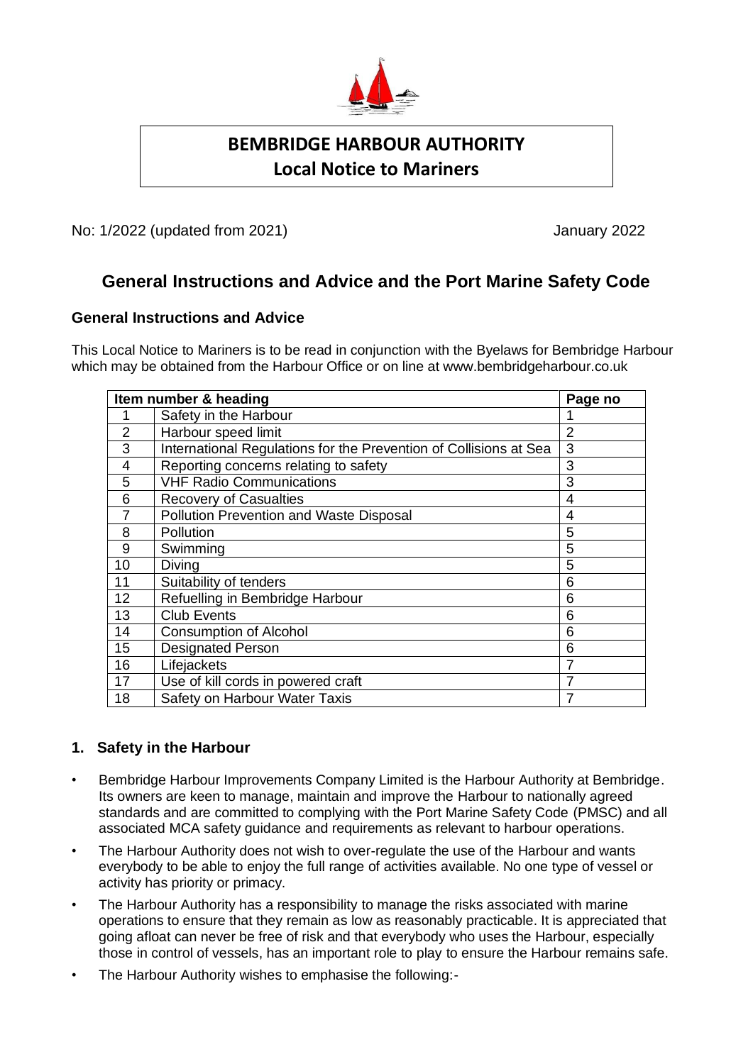# BEMBRIDGE HARBOUR AUTHORITY
## Local Notice to Mariners

No: 1/2022 (updated from 2021) January 2022

# General Instructions and Advice and the Port Marine Safety Code

### General Instructions and Advice

This Local Notice to Mariners is to be read in conjunction with the Byelaws for Bembridge Harbour which may be obtained from the Harbour Office or on line at www.bembridgeharbour.co.uk

| Item number & heading | | Page no |
|---|---|---|
| 1 | Safety in the Harbour | 1 |
| 2 | Harbour speed limit | 2 |
| 3 | International Regulations for the Prevention of Collisions at Sea | 3 |
| 4 | Reporting concerns relating to safety | 3 |
| 5 | VHF Radio Communications | 3 |
| 6 | Recovery of Casualties | 4 |
| 7 | Pollution Prevention and Waste Disposal | 4 |
| 8 | Pollution | 5 |
| 9 | Swimming | 5 |
| 10 | Diving | 5 |
| 11 | Suitability of tenders | 6 |
| 12 | Refuelling in Bembridge Harbour | 6 |
| 13 | Club Events | 6 |
| 14 | Consumption of Alcohol | 6 |
| 15 | Designated Person | 6 |
| 16 | Lifejackets | 7 |
| 17 | Use of kill cords in powered craft | 7 |
| 18 | Safety on Harbour Water Taxis | 7 |

### 1. Safety in the Harbour

- Bembridge Harbour Improvements Company Limited is the Harbour Authority at Bembridge. Its owners are keen to manage, maintain and improve the Harbour to nationally agreed standards and are committed to complying with the Port Marine Safety Code (PMSC) and all associated MCA safety guidance and requirements as relevant to harbour operations.
- The Harbour Authority does not wish to over-regulate the use of the Harbour and wants everybody to be able to enjoy the full range of activities available. No one type of vessel or activity has priority or primacy.
- The Harbour Authority has a responsibility to manage the risks associated with marine operations to ensure that they remain as low as reasonably practicable. It is appreciated that going afloat can never be free of risk and that everybody who uses the Harbour, especially those in control of vessels, has an important role to play to ensure the Harbour remains safe.
- The Harbour Authority wishes to emphasise the following:-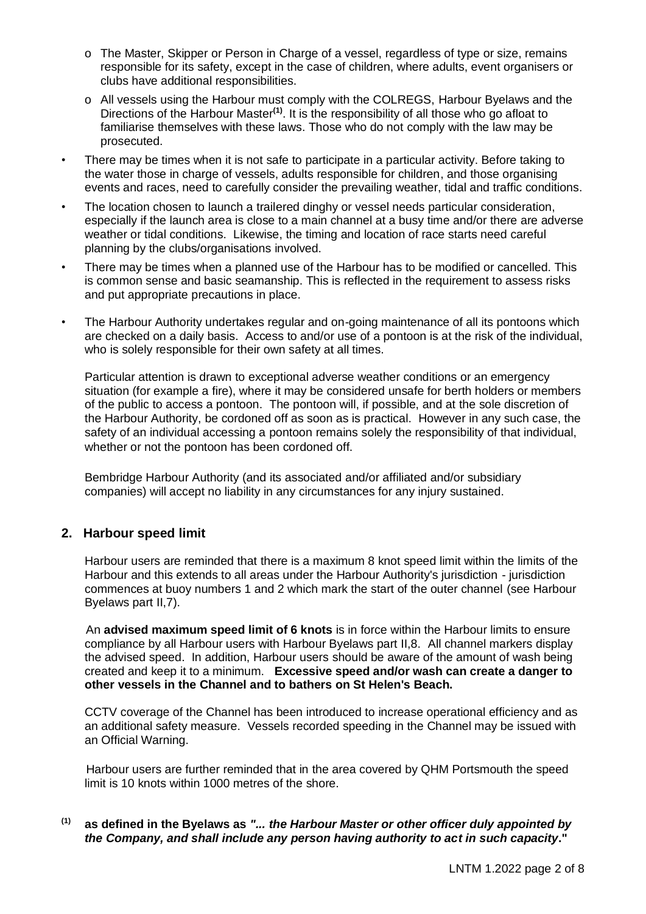- The Master, Skipper or Person in Charge of a vessel, regardless of type or size, remains responsible for its safety, except in the case of children, where adults, event organisers or clubs have additional responsibilities.
  - All vessels using the Harbour must comply with the COLREGS, Harbour Byelaws and the Directions of the Harbour Master[(1)]. It is the responsibility of all those who go afloat to familiarise themselves with these laws. Those who do not comply with the law may be prosecuted.

- There may be times when it is not safe to participate in a particular activity. Before taking to the water those in charge of vessels, adults responsible for children, and those organising events and races, need to carefully consider the prevailing weather, tidal and traffic conditions.
- The location chosen to launch a trailered dinghy or vessel needs particular consideration, especially if the launch area is close to a main channel at a busy time and/or there are adverse weather or tidal conditions. Likewise, the timing and location of race starts need careful planning by the clubs/organisations involved.
- There may be times when a planned use of the Harbour has to be modified or cancelled. This is common sense and basic seamanship. This is reflected in the requirement to assess risks and put appropriate precautions in place.
- The Harbour Authority undertakes regular and on-going maintenance of all its pontoons which are checked on a daily basis. Access to and/or use of a pontoon is at the risk of the individual, who is solely responsible for their own safety at all times.

  Particular attention is drawn to exceptional adverse weather conditions or an emergency situation (for example a fire), where it may be considered unsafe for berth holders or members of the public to access a pontoon. The pontoon will, if possible, and at the sole discretion of the Harbour Authority, be cordoned off as soon as is practical. However in any such case, the safety of an individual accessing a pontoon remains solely the responsibility of that individual, whether or not the pontoon has been cordoned off.

  Bembridge Harbour Authority (and its associated and/or affiliated and/or subsidiary companies) will accept no liability in any circumstances for any injury sustained.

## 2. Harbour speed limit

Harbour users are reminded that there is a maximum 8 knot speed limit within the limits of the Harbour and this extends to all areas under the Harbour Authority's jurisdiction - jurisdiction commences at buoy numbers 1 and 2 which mark the start of the outer channel (see Harbour Byelaws part II,7).

An **advised maximum speed limit of 6 knots** is in force within the Harbour limits to ensure compliance by all Harbour users with Harbour Byelaws part II,8. All channel markers display the advised speed. In addition, Harbour users should be aware of the amount of wash being created and keep it to a minimum. **Excessive speed and/or wash can create a danger to other vessels in the Channel and to bathers on St Helen's Beach.**

CCTV coverage of the Channel has been introduced to increase operational efficiency and as an additional safety measure. Vessels recorded speeding in the Channel may be issued with an Official Warning.

Harbour users are further reminded that in the area covered by QHM Portsmouth the speed limit is 10 knots within 1000 metres of the shore.

**[(1)] as defined in the Byelaws as *"... the Harbour Master or other officer duly appointed by the Company, and shall include any person having authority to act in such capacity*."**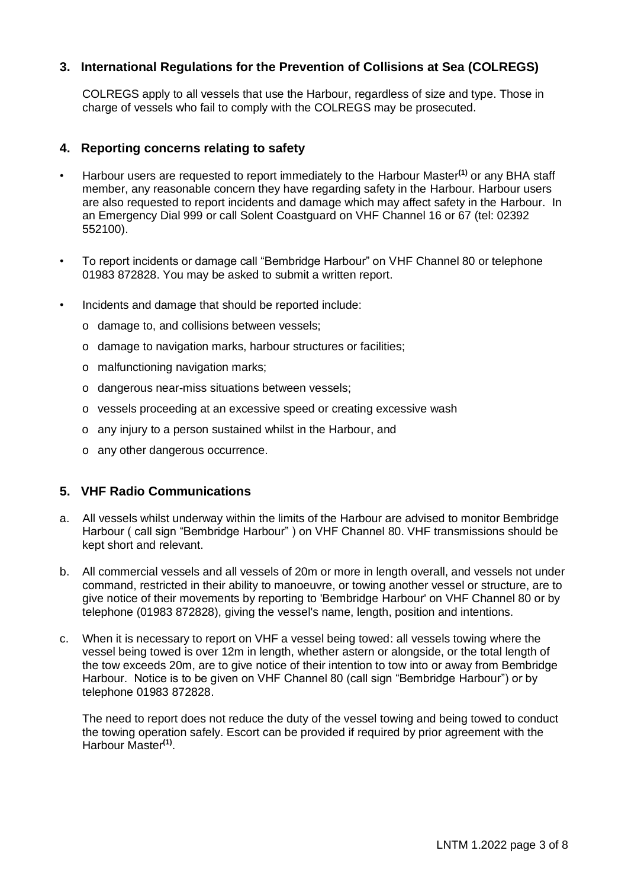## 3. International Regulations for the Prevention of Collisions at Sea (COLREGS)

COLREGS apply to all vessels that use the Harbour, regardless of size and type. Those in charge of vessels who fail to comply with the COLREGS may be prosecuted.

## 4. Reporting concerns relating to safety

- Harbour users are requested to report immediately to the Harbour Master[(1)] or any BHA staff member, any reasonable concern they have regarding safety in the Harbour. Harbour users are also requested to report incidents and damage which may affect safety in the Harbour. In an Emergency Dial 999 or call Solent Coastguard on VHF Channel 16 or 67 (tel: 02392 552100).
- To report incidents or damage call "Bembridge Harbour" on VHF Channel 80 or telephone 01983 872828. You may be asked to submit a written report.
- Incidents and damage that should be reported include:
  - damage to, and collisions between vessels;
  - damage to navigation marks, harbour structures or facilities;
  - malfunctioning navigation marks;
  - dangerous near-miss situations between vessels;
  - vessels proceeding at an excessive speed or creating excessive wash
  - any injury to a person sustained whilst in the Harbour, and
  - any other dangerous occurrence.

## 5. VHF Radio Communications

a. All vessels whilst underway within the limits of the Harbour are advised to monitor Bembridge Harbour ( call sign "Bembridge Harbour" ) on VHF Channel 80. VHF transmissions should be kept short and relevant.

b. All commercial vessels and all vessels of 20m or more in length overall, and vessels not under command, restricted in their ability to manoeuvre, or towing another vessel or structure, are to give notice of their movements by reporting to 'Bembridge Harbour' on VHF Channel 80 or by telephone (01983 872828), giving the vessel's name, length, position and intentions.

c. When it is necessary to report on VHF a vessel being towed: all vessels towing where the vessel being towed is over 12m in length, whether astern or alongside, or the total length of the tow exceeds 20m, are to give notice of their intention to tow into or away from Bembridge Harbour. Notice is to be given on VHF Channel 80 (call sign "Bembridge Harbour") or by telephone 01983 872828.

   The need to report does not reduce the duty of the vessel towing and being towed to conduct the towing operation safely. Escort can be provided if required by prior agreement with the Harbour Master[(1)].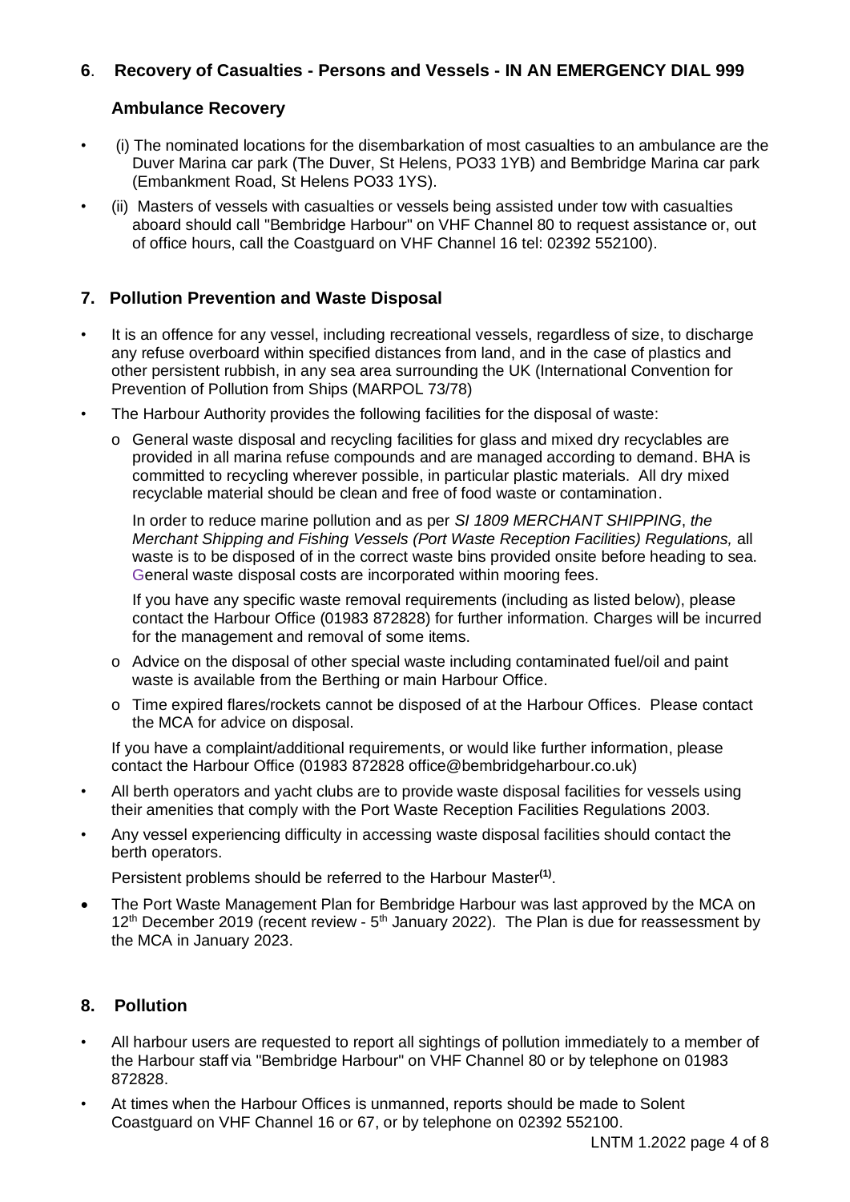## 6. Recovery of Casualties - Persons and Vessels - IN AN EMERGENCY DIAL 999

### Ambulance Recovery

- (i) The nominated locations for the disembarkation of most casualties to an ambulance are the Duver Marina car park (The Duver, St Helens, PO33 1YB) and Bembridge Marina car park (Embankment Road, St Helens PO33 1YS).
- (ii) Masters of vessels with casualties or vessels being assisted under tow with casualties aboard should call "Bembridge Harbour" on VHF Channel 80 to request assistance or, out of office hours, call the Coastguard on VHF Channel 16 tel: 02392 552100).

## 7. Pollution Prevention and Waste Disposal

- It is an offence for any vessel, including recreational vessels, regardless of size, to discharge any refuse overboard within specified distances from land, and in the case of plastics and other persistent rubbish, in any sea area surrounding the UK (International Convention for Prevention of Pollution from Ships (MARPOL 73/78)
- The Harbour Authority provides the following facilities for the disposal of waste:
  - General waste disposal and recycling facilities for glass and mixed dry recyclables are provided in all marina refuse compounds and are managed according to demand. BHA is committed to recycling wherever possible, in particular plastic materials. All dry mixed recyclable material should be clean and free of food waste or contamination.

    In order to reduce marine pollution and as per *SI 1809 MERCHANT SHIPPING*, *the Merchant Shipping and Fishing Vessels (Port Waste Reception Facilities) Regulations,* all waste is to be disposed of in the correct waste bins provided onsite before heading to sea. General waste disposal costs are incorporated within mooring fees.

    If you have any specific waste removal requirements (including as listed below), please contact the Harbour Office (01983 872828) for further information. Charges will be incurred for the management and removal of some items.
  - Advice on the disposal of other special waste including contaminated fuel/oil and paint waste is available from the Berthing or main Harbour Office.
  - Time expired flares/rockets cannot be disposed of at the Harbour Offices. Please contact the MCA for advice on disposal.

  If you have a complaint/additional requirements, or would like further information, please contact the Harbour Office (01983 872828 office@bembridgeharbour.co.uk)
- All berth operators and yacht clubs are to provide waste disposal facilities for vessels using their amenities that comply with the Port Waste Reception Facilities Regulations 2003.
- Any vessel experiencing difficulty in accessing waste disposal facilities should contact the berth operators.

  Persistent problems should be referred to the Harbour Master[(1)].
- The Port Waste Management Plan for Bembridge Harbour was last approved by the MCA on 12th December 2019 (recent review - 5th January 2022). The Plan is due for reassessment by the MCA in January 2023.

## 8. Pollution

- All harbour users are requested to report all sightings of pollution immediately to a member of the Harbour staff via "Bembridge Harbour" on VHF Channel 80 or by telephone on 01983 872828.
- At times when the Harbour Offices is unmanned, reports should be made to Solent Coastguard on VHF Channel 16 or 67, or by telephone on 02392 552100.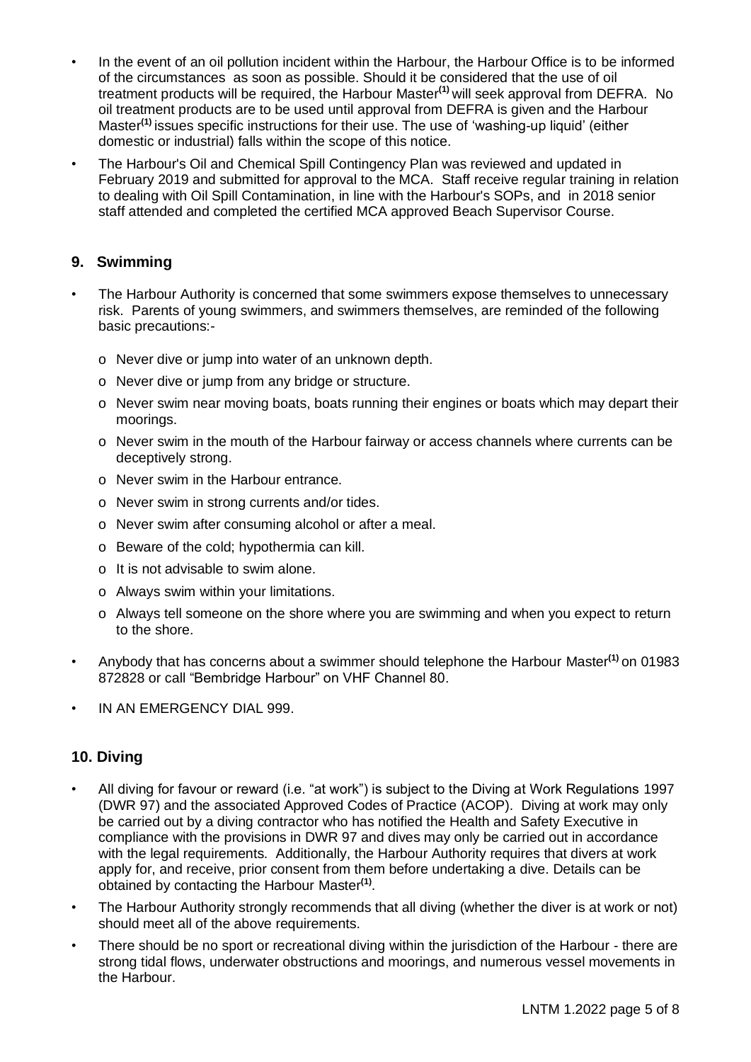- In the event of an oil pollution incident within the Harbour, the Harbour Office is to be informed of the circumstances as soon as possible. Should it be considered that the use of oil treatment products will be required, the Harbour Master[(1)] will seek approval from DEFRA. No oil treatment products are to be used until approval from DEFRA is given and the Harbour Master[(1)] issues specific instructions for their use. The use of 'washing-up liquid' (either domestic or industrial) falls within the scope of this notice.
- The Harbour's Oil and Chemical Spill Contingency Plan was reviewed and updated in February 2019 and submitted for approval to the MCA. Staff receive regular training in relation to dealing with Oil Spill Contamination, in line with the Harbour's SOPs, and in 2018 senior staff attended and completed the certified MCA approved Beach Supervisor Course.

## 9. Swimming

- The Harbour Authority is concerned that some swimmers expose themselves to unnecessary risk. Parents of young swimmers, and swimmers themselves, are reminded of the following basic precautions:-
  - Never dive or jump into water of an unknown depth.
  - Never dive or jump from any bridge or structure.
  - Never swim near moving boats, boats running their engines or boats which may depart their moorings.
  - Never swim in the mouth of the Harbour fairway or access channels where currents can be deceptively strong.
  - Never swim in the Harbour entrance.
  - Never swim in strong currents and/or tides.
  - Never swim after consuming alcohol or after a meal.
  - Beware of the cold; hypothermia can kill.
  - It is not advisable to swim alone.
  - Always swim within your limitations.
  - Always tell someone on the shore where you are swimming and when you expect to return to the shore.
- Anybody that has concerns about a swimmer should telephone the Harbour Master[(1)] on 01983 872828 or call "Bembridge Harbour" on VHF Channel 80.
- IN AN EMERGENCY DIAL 999.

## 10. Diving

- All diving for favour or reward (i.e. "at work") is subject to the Diving at Work Regulations 1997 (DWR 97) and the associated Approved Codes of Practice (ACOP). Diving at work may only be carried out by a diving contractor who has notified the Health and Safety Executive in compliance with the provisions in DWR 97 and dives may only be carried out in accordance with the legal requirements. Additionally, the Harbour Authority requires that divers at work apply for, and receive, prior consent from them before undertaking a dive. Details can be obtained by contacting the Harbour Master[(1)].
- The Harbour Authority strongly recommends that all diving (whether the diver is at work or not) should meet all of the above requirements.
- There should be no sport or recreational diving within the jurisdiction of the Harbour - there are strong tidal flows, underwater obstructions and moorings, and numerous vessel movements in the Harbour.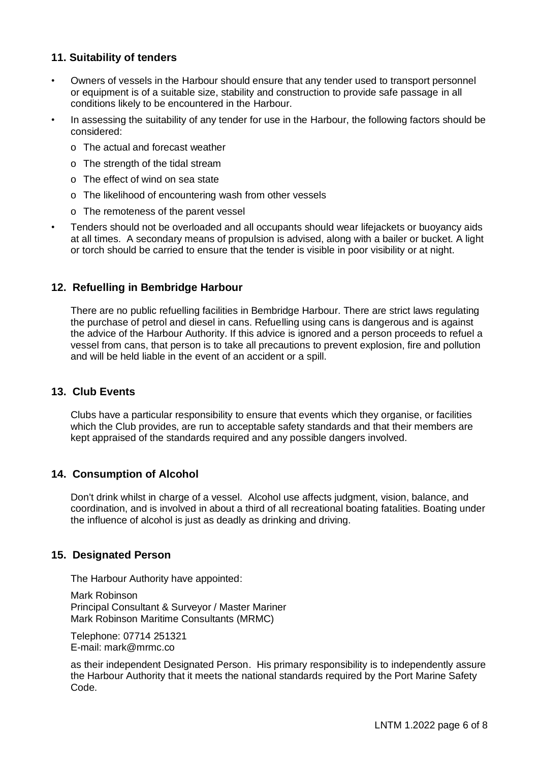## 11. Suitability of tenders

- Owners of vessels in the Harbour should ensure that any tender used to transport personnel or equipment is of a suitable size, stability and construction to provide safe passage in all conditions likely to be encountered in the Harbour.
- In assessing the suitability of any tender for use in the Harbour, the following factors should be considered:
  - The actual and forecast weather
  - The strength of the tidal stream
  - The effect of wind on sea state
  - The likelihood of encountering wash from other vessels
  - The remoteness of the parent vessel
- Tenders should not be overloaded and all occupants should wear lifejackets or buoyancy aids at all times. A secondary means of propulsion is advised, along with a bailer or bucket. A light or torch should be carried to ensure that the tender is visible in poor visibility or at night.

## 12. Refuelling in Bembridge Harbour

There are no public refuelling facilities in Bembridge Harbour. There are strict laws regulating the purchase of petrol and diesel in cans. Refuelling using cans is dangerous and is against the advice of the Harbour Authority. If this advice is ignored and a person proceeds to refuel a vessel from cans, that person is to take all precautions to prevent explosion, fire and pollution and will be held liable in the event of an accident or a spill.

## 13. Club Events

Clubs have a particular responsibility to ensure that events which they organise, or facilities which the Club provides, are run to acceptable safety standards and that their members are kept appraised of the standards required and any possible dangers involved.

## 14. Consumption of Alcohol

Don't drink whilst in charge of a vessel. Alcohol use affects judgment, vision, balance, and coordination, and is involved in about a third of all recreational boating fatalities. Boating under the influence of alcohol is just as deadly as drinking and driving.

## 15. Designated Person

The Harbour Authority have appointed:

Mark Robinson
Principal Consultant & Surveyor / Master Mariner
Mark Robinson Maritime Consultants (MRMC)

Telephone: 07714 251321
E-mail: mark@mrmc.co

as their independent Designated Person. His primary responsibility is to independently assure the Harbour Authority that it meets the national standards required by the Port Marine Safety Code.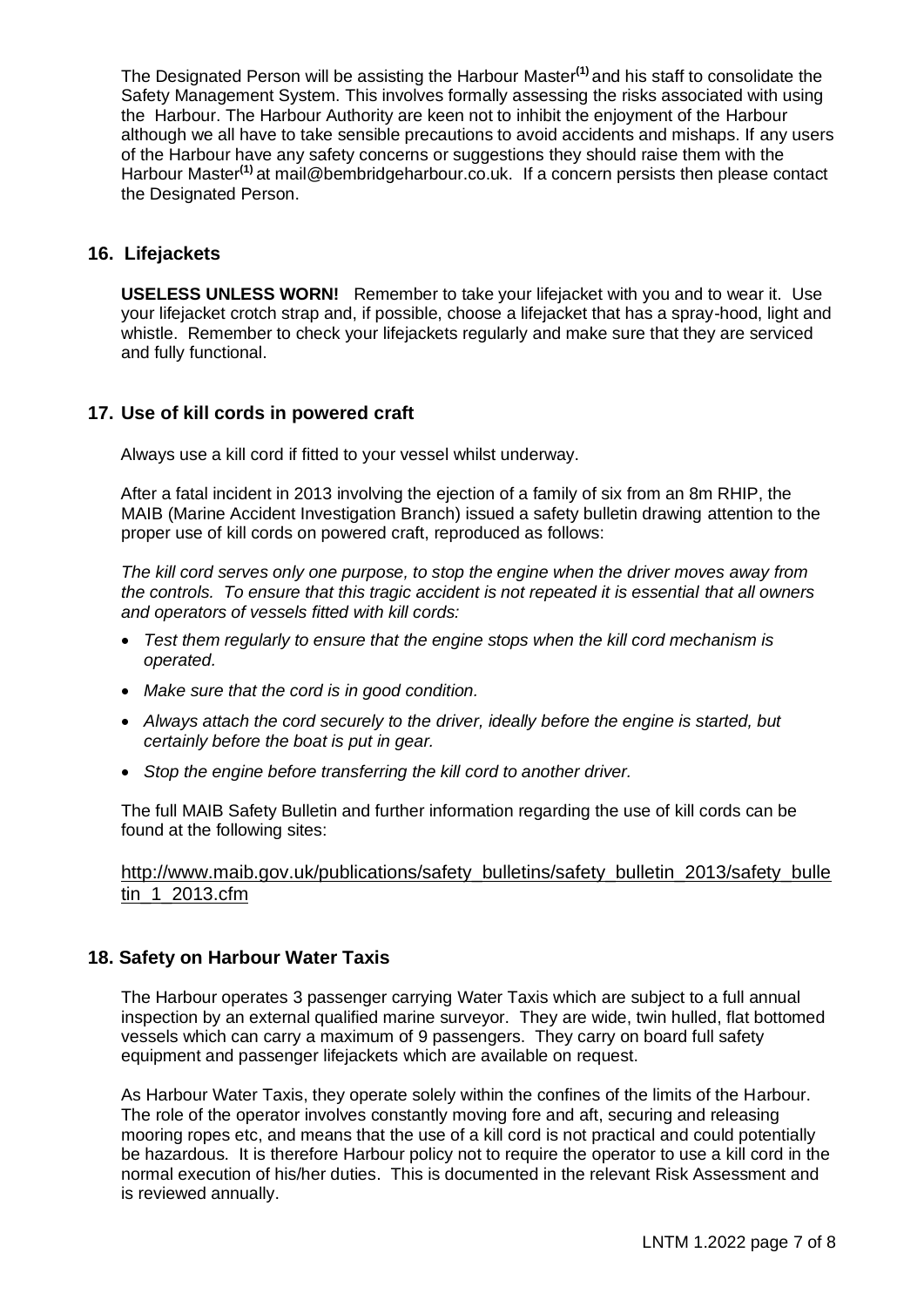The Designated Person will be assisting the Harbour Master[1] and his staff to consolidate the Safety Management System. This involves formally assessing the risks associated with using the Harbour. The Harbour Authority are keen not to inhibit the enjoyment of the Harbour although we all have to take sensible precautions to avoid accidents and mishaps. If any users of the Harbour have any safety concerns or suggestions they should raise them with the Harbour Master[1] at mail@bembridgeharbour.co.uk. If a concern persists then please contact the Designated Person.

## 16. Lifejackets

**USELESS UNLESS WORN!** Remember to take your lifejacket with you and to wear it. Use your lifejacket crotch strap and, if possible, choose a lifejacket that has a spray-hood, light and whistle. Remember to check your lifejackets regularly and make sure that they are serviced and fully functional.

## 17. Use of kill cords in powered craft

Always use a kill cord if fitted to your vessel whilst underway.

After a fatal incident in 2013 involving the ejection of a family of six from an 8m RHIP, the MAIB (Marine Accident Investigation Branch) issued a safety bulletin drawing attention to the proper use of kill cords on powered craft, reproduced as follows:

*The kill cord serves only one purpose, to stop the engine when the driver moves away from the controls. To ensure that this tragic accident is not repeated it is essential that all owners and operators of vessels fitted with kill cords:*

- *Test them regularly to ensure that the engine stops when the kill cord mechanism is operated.*
- *Make sure that the cord is in good condition.*
- *Always attach the cord securely to the driver, ideally before the engine is started, but certainly before the boat is put in gear.*
- *Stop the engine before transferring the kill cord to another driver.*

The full MAIB Safety Bulletin and further information regarding the use of kill cords can be found at the following sites:

http://www.maib.gov.uk/publications/safety_bulletins/safety_bulletin_2013/safety_bulletin_1_2013.cfm

## 18. Safety on Harbour Water Taxis

The Harbour operates 3 passenger carrying Water Taxis which are subject to a full annual inspection by an external qualified marine surveyor. They are wide, twin hulled, flat bottomed vessels which can carry a maximum of 9 passengers. They carry on board full safety equipment and passenger lifejackets which are available on request.

As Harbour Water Taxis, they operate solely within the confines of the limits of the Harbour. The role of the operator involves constantly moving fore and aft, securing and releasing mooring ropes etc, and means that the use of a kill cord is not practical and could potentially be hazardous. It is therefore Harbour policy not to require the operator to use a kill cord in the normal execution of his/her duties. This is documented in the relevant Risk Assessment and is reviewed annually.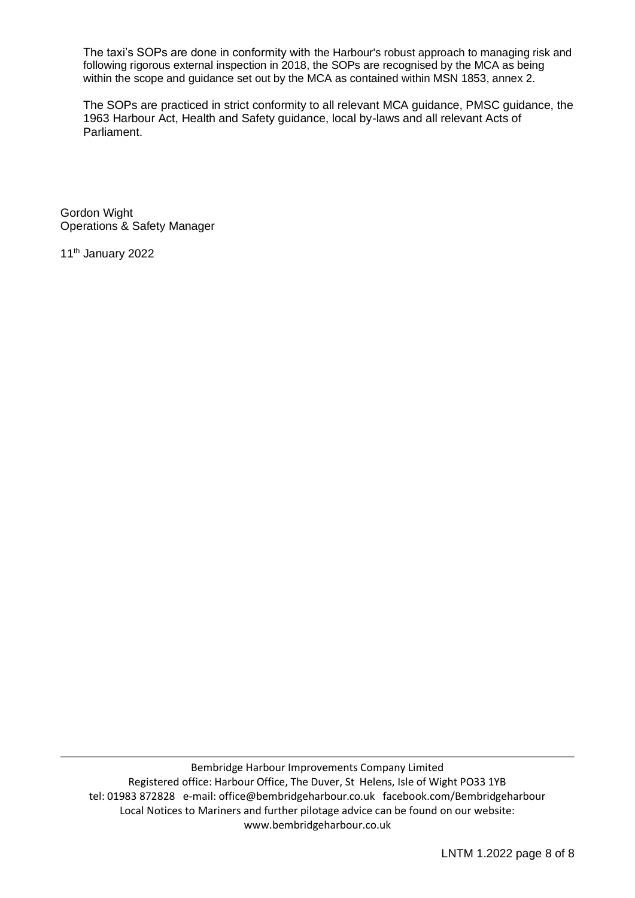The taxi's SOPs are done in conformity with the Harbour's robust approach to managing risk and following rigorous external inspection in 2018, the SOPs are recognised by the MCA as being within the scope and guidance set out by the MCA as contained within MSN 1853, annex 2.

The SOPs are practiced in strict conformity to all relevant MCA guidance, PMSC guidance, the 1963 Harbour Act, Health and Safety guidance, local by-laws and all relevant Acts of Parliament.

Gordon Wight
Operations & Safety Manager

11th January 2022

Bembridge Harbour Improvements Company Limited
Registered office: Harbour Office, The Duver, St Helens, Isle of Wight PO33 1YB
tel: 01983 872828 e-mail: office@bembridgeharbour.co.uk facebook.com/Bembridgeharbour
Local Notices to Mariners and further pilotage advice can be found on our website:
www.bembridgeharbour.co.uk